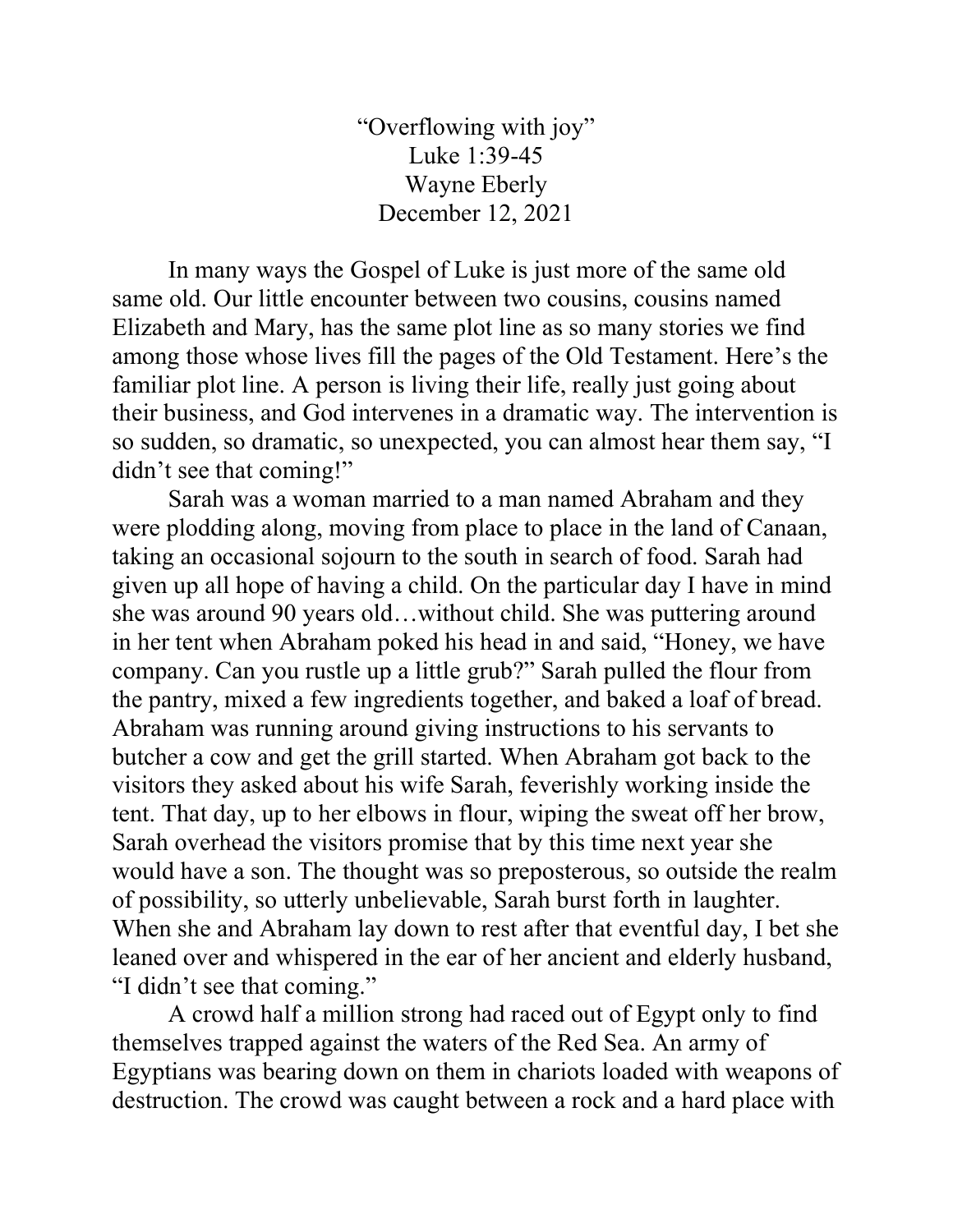"Overflowing with joy"
Luke 1:39-45
Wayne Eberly
December 12, 2021

In many ways the Gospel of Luke is just more of the same old same old. Our little encounter between two cousins, cousins named Elizabeth and Mary, has the same plot line as so many stories we find among those whose lives fill the pages of the Old Testament. Here's the familiar plot line. A person is living their life, really just going about their business, and God intervenes in a dramatic way. The intervention is so sudden, so dramatic, so unexpected, you can almost hear them say, "I didn't see that coming!"

Sarah was a woman married to a man named Abraham and they were plodding along, moving from place to place in the land of Canaan, taking an occasional sojourn to the south in search of food. Sarah had given up all hope of having a child. On the particular day I have in mind she was around 90 years old…without child. She was puttering around in her tent when Abraham poked his head in and said, "Honey, we have company. Can you rustle up a little grub?" Sarah pulled the flour from the pantry, mixed a few ingredients together, and baked a loaf of bread. Abraham was running around giving instructions to his servants to butcher a cow and get the grill started. When Abraham got back to the visitors they asked about his wife Sarah, feverishly working inside the tent. That day, up to her elbows in flour, wiping the sweat off her brow, Sarah overhead the visitors promise that by this time next year she would have a son. The thought was so preposterous, so outside the realm of possibility, so utterly unbelievable, Sarah burst forth in laughter. When she and Abraham lay down to rest after that eventful day, I bet she leaned over and whispered in the ear of her ancient and elderly husband, "I didn't see that coming."

A crowd half a million strong had raced out of Egypt only to find themselves trapped against the waters of the Red Sea. An army of Egyptians was bearing down on them in chariots loaded with weapons of destruction. The crowd was caught between a rock and a hard place with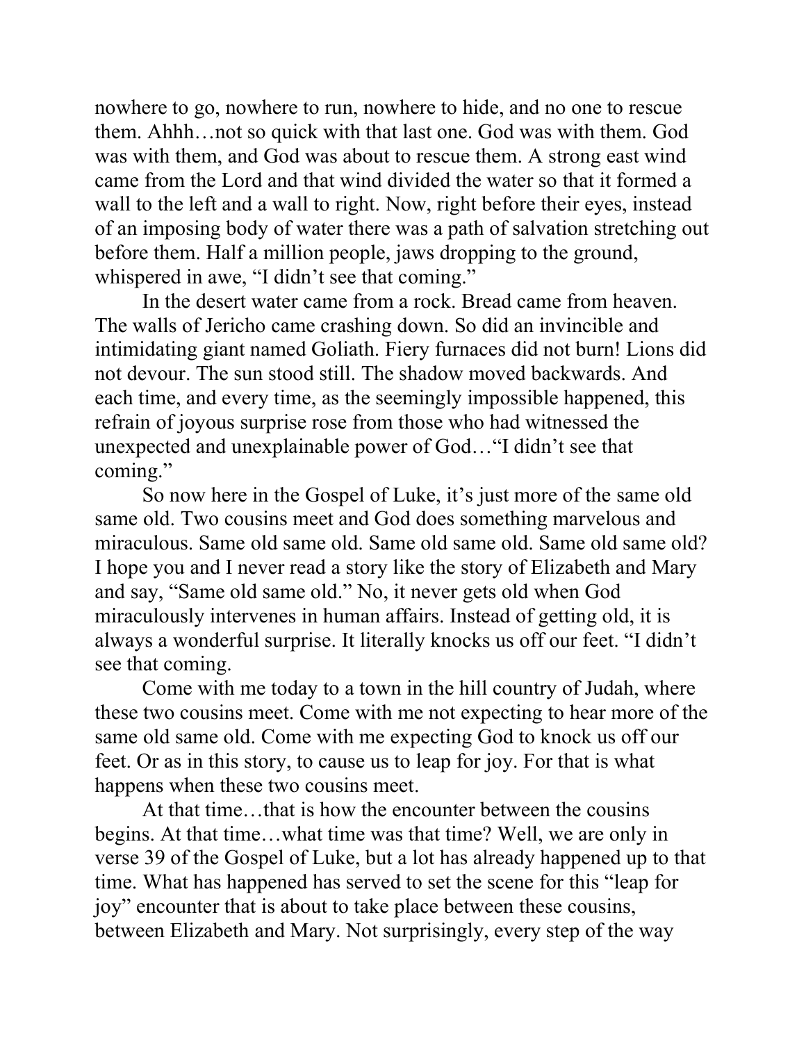nowhere to go, nowhere to run, nowhere to hide, and no one to rescue them. Ahhh…not so quick with that last one. God was with them. God was with them, and God was about to rescue them. A strong east wind came from the Lord and that wind divided the water so that it formed a wall to the left and a wall to right. Now, right before their eyes, instead of an imposing body of water there was a path of salvation stretching out before them. Half a million people, jaws dropping to the ground, whispered in awe, "I didn't see that coming."

In the desert water came from a rock. Bread came from heaven. The walls of Jericho came crashing down. So did an invincible and intimidating giant named Goliath. Fiery furnaces did not burn! Lions did not devour. The sun stood still. The shadow moved backwards. And each time, and every time, as the seemingly impossible happened, this refrain of joyous surprise rose from those who had witnessed the unexpected and unexplainable power of God…"I didn't see that coming."

So now here in the Gospel of Luke, it's just more of the same old same old. Two cousins meet and God does something marvelous and miraculous. Same old same old. Same old same old. Same old same old? I hope you and I never read a story like the story of Elizabeth and Mary and say, "Same old same old." No, it never gets old when God miraculously intervenes in human affairs. Instead of getting old, it is always a wonderful surprise. It literally knocks us off our feet. "I didn't see that coming.

Come with me today to a town in the hill country of Judah, where these two cousins meet. Come with me not expecting to hear more of the same old same old. Come with me expecting God to knock us off our feet. Or as in this story, to cause us to leap for joy. For that is what happens when these two cousins meet.

At that time…that is how the encounter between the cousins begins. At that time…what time was that time? Well, we are only in verse 39 of the Gospel of Luke, but a lot has already happened up to that time. What has happened has served to set the scene for this "leap for joy" encounter that is about to take place between these cousins, between Elizabeth and Mary. Not surprisingly, every step of the way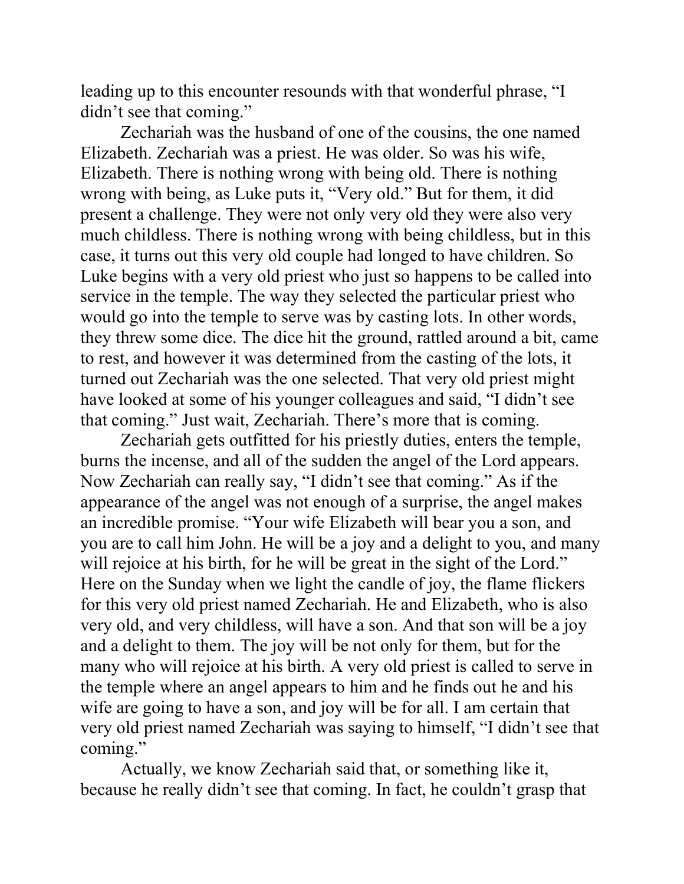leading up to this encounter resounds with that wonderful phrase, "I didn't see that coming."

Zechariah was the husband of one of the cousins, the one named Elizabeth. Zechariah was a priest. He was older. So was his wife, Elizabeth. There is nothing wrong with being old. There is nothing wrong with being, as Luke puts it, "Very old." But for them, it did present a challenge. They were not only very old they were also very much childless. There is nothing wrong with being childless, but in this case, it turns out this very old couple had longed to have children. So Luke begins with a very old priest who just so happens to be called into service in the temple. The way they selected the particular priest who would go into the temple to serve was by casting lots. In other words, they threw some dice. The dice hit the ground, rattled around a bit, came to rest, and however it was determined from the casting of the lots, it turned out Zechariah was the one selected. That very old priest might have looked at some of his younger colleagues and said, "I didn't see that coming." Just wait, Zechariah. There's more that is coming.

Zechariah gets outfitted for his priestly duties, enters the temple, burns the incense, and all of the sudden the angel of the Lord appears. Now Zechariah can really say, "I didn't see that coming." As if the appearance of the angel was not enough of a surprise, the angel makes an incredible promise. "Your wife Elizabeth will bear you a son, and you are to call him John. He will be a joy and a delight to you, and many will rejoice at his birth, for he will be great in the sight of the Lord." Here on the Sunday when we light the candle of joy, the flame flickers for this very old priest named Zechariah. He and Elizabeth, who is also very old, and very childless, will have a son. And that son will be a joy and a delight to them. The joy will be not only for them, but for the many who will rejoice at his birth. A very old priest is called to serve in the temple where an angel appears to him and he finds out he and his wife are going to have a son, and joy will be for all. I am certain that very old priest named Zechariah was saying to himself, "I didn't see that coming."

Actually, we know Zechariah said that, or something like it, because he really didn't see that coming. In fact, he couldn't grasp that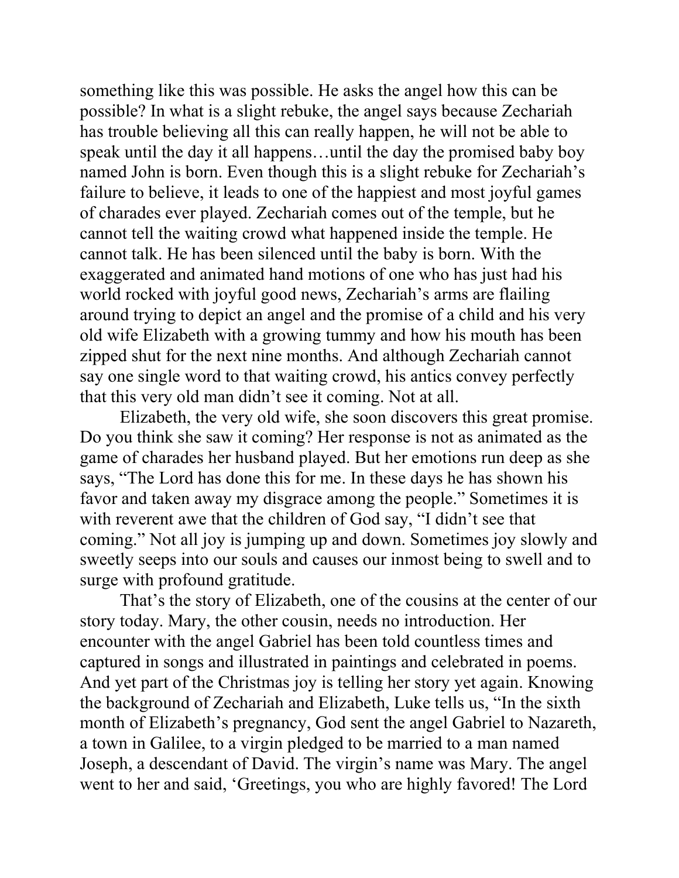something like this was possible. He asks the angel how this can be possible? In what is a slight rebuke, the angel says because Zechariah has trouble believing all this can really happen, he will not be able to speak until the day it all happens…until the day the promised baby boy named John is born. Even though this is a slight rebuke for Zechariah's failure to believe, it leads to one of the happiest and most joyful games of charades ever played. Zechariah comes out of the temple, but he cannot tell the waiting crowd what happened inside the temple. He cannot talk. He has been silenced until the baby is born. With the exaggerated and animated hand motions of one who has just had his world rocked with joyful good news, Zechariah's arms are flailing around trying to depict an angel and the promise of a child and his very old wife Elizabeth with a growing tummy and how his mouth has been zipped shut for the next nine months. And although Zechariah cannot say one single word to that waiting crowd, his antics convey perfectly that this very old man didn't see it coming. Not at all.

Elizabeth, the very old wife, she soon discovers this great promise. Do you think she saw it coming? Her response is not as animated as the game of charades her husband played. But her emotions run deep as she says, "The Lord has done this for me. In these days he has shown his favor and taken away my disgrace among the people." Sometimes it is with reverent awe that the children of God say, "I didn't see that coming." Not all joy is jumping up and down. Sometimes joy slowly and sweetly seeps into our souls and causes our inmost being to swell and to surge with profound gratitude.

That's the story of Elizabeth, one of the cousins at the center of our story today. Mary, the other cousin, needs no introduction. Her encounter with the angel Gabriel has been told countless times and captured in songs and illustrated in paintings and celebrated in poems. And yet part of the Christmas joy is telling her story yet again. Knowing the background of Zechariah and Elizabeth, Luke tells us, "In the sixth month of Elizabeth's pregnancy, God sent the angel Gabriel to Nazareth, a town in Galilee, to a virgin pledged to be married to a man named Joseph, a descendant of David. The virgin's name was Mary. The angel went to her and said, 'Greetings, you who are highly favored! The Lord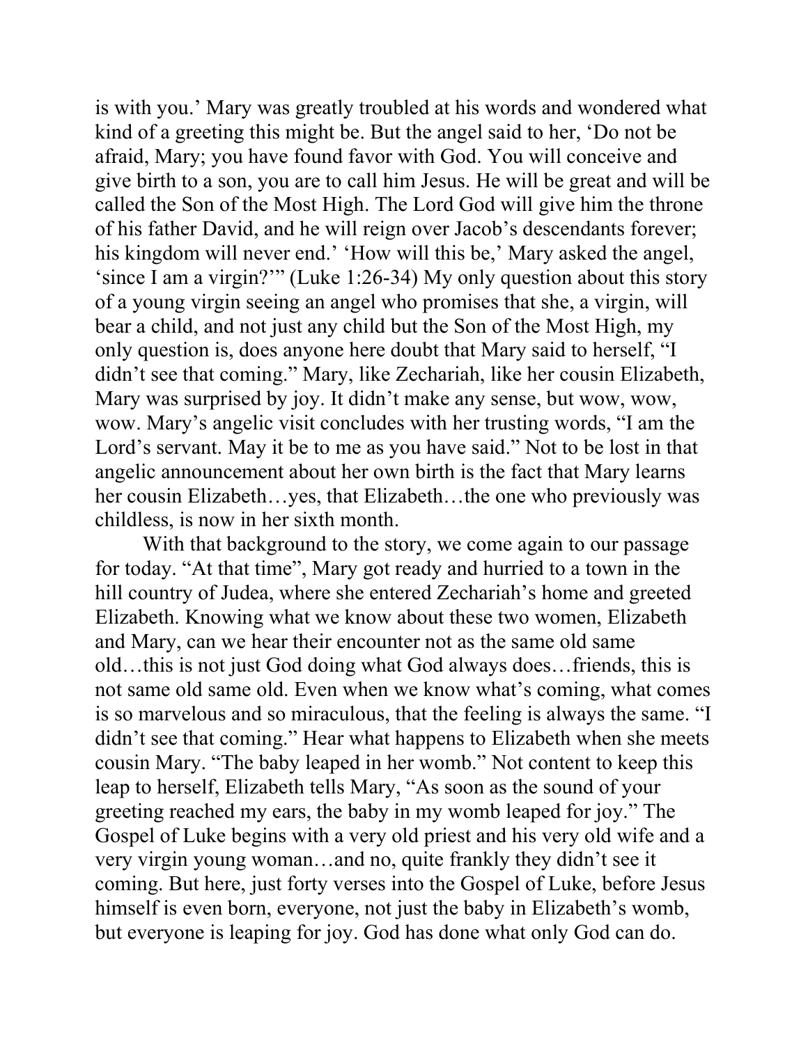is with you.' Mary was greatly troubled at his words and wondered what kind of a greeting this might be. But the angel said to her, 'Do not be afraid, Mary; you have found favor with God. You will conceive and give birth to a son, you are to call him Jesus. He will be great and will be called the Son of the Most High. The Lord God will give him the throne of his father David, and he will reign over Jacob's descendants forever; his kingdom will never end.' 'How will this be,' Mary asked the angel, 'since I am a virgin?'" (Luke 1:26-34) My only question about this story of a young virgin seeing an angel who promises that she, a virgin, will bear a child, and not just any child but the Son of the Most High, my only question is, does anyone here doubt that Mary said to herself, "I didn't see that coming." Mary, like Zechariah, like her cousin Elizabeth, Mary was surprised by joy. It didn't make any sense, but wow, wow, wow. Mary's angelic visit concludes with her trusting words, "I am the Lord's servant. May it be to me as you have said." Not to be lost in that angelic announcement about her own birth is the fact that Mary learns her cousin Elizabeth…yes, that Elizabeth…the one who previously was childless, is now in her sixth month.

With that background to the story, we come again to our passage for today. "At that time", Mary got ready and hurried to a town in the hill country of Judea, where she entered Zechariah's home and greeted Elizabeth. Knowing what we know about these two women, Elizabeth and Mary, can we hear their encounter not as the same old same old…this is not just God doing what God always does…friends, this is not same old same old. Even when we know what's coming, what comes is so marvelous and so miraculous, that the feeling is always the same. "I didn't see that coming." Hear what happens to Elizabeth when she meets cousin Mary. "The baby leaped in her womb." Not content to keep this leap to herself, Elizabeth tells Mary, "As soon as the sound of your greeting reached my ears, the baby in my womb leaped for joy." The Gospel of Luke begins with a very old priest and his very old wife and a very virgin young woman…and no, quite frankly they didn't see it coming. But here, just forty verses into the Gospel of Luke, before Jesus himself is even born, everyone, not just the baby in Elizabeth's womb, but everyone is leaping for joy. God has done what only God can do.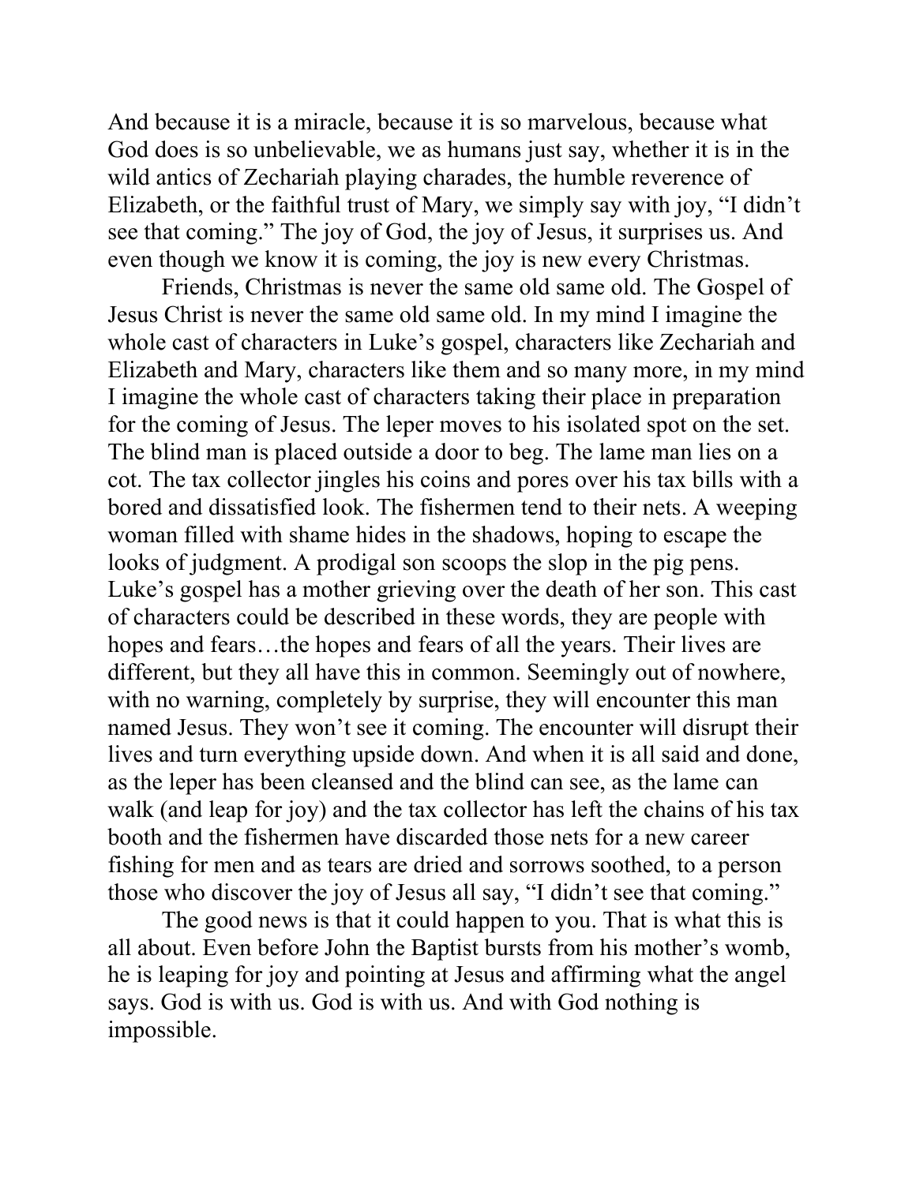And because it is a miracle, because it is so marvelous, because what God does is so unbelievable, we as humans just say, whether it is in the wild antics of Zechariah playing charades, the humble reverence of Elizabeth, or the faithful trust of Mary, we simply say with joy, "I didn't see that coming." The joy of God, the joy of Jesus, it surprises us. And even though we know it is coming, the joy is new every Christmas.

Friends, Christmas is never the same old same old. The Gospel of Jesus Christ is never the same old same old. In my mind I imagine the whole cast of characters in Luke's gospel, characters like Zechariah and Elizabeth and Mary, characters like them and so many more, in my mind I imagine the whole cast of characters taking their place in preparation for the coming of Jesus. The leper moves to his isolated spot on the set. The blind man is placed outside a door to beg. The lame man lies on a cot. The tax collector jingles his coins and pores over his tax bills with a bored and dissatisfied look. The fishermen tend to their nets. A weeping woman filled with shame hides in the shadows, hoping to escape the looks of judgment. A prodigal son scoops the slop in the pig pens. Luke's gospel has a mother grieving over the death of her son. This cast of characters could be described in these words, they are people with hopes and fears…the hopes and fears of all the years. Their lives are different, but they all have this in common. Seemingly out of nowhere, with no warning, completely by surprise, they will encounter this man named Jesus. They won't see it coming. The encounter will disrupt their lives and turn everything upside down. And when it is all said and done, as the leper has been cleansed and the blind can see, as the lame can walk (and leap for joy) and the tax collector has left the chains of his tax booth and the fishermen have discarded those nets for a new career fishing for men and as tears are dried and sorrows soothed, to a person those who discover the joy of Jesus all say, "I didn't see that coming."

The good news is that it could happen to you. That is what this is all about. Even before John the Baptist bursts from his mother's womb, he is leaping for joy and pointing at Jesus and affirming what the angel says. God is with us. God is with us. And with God nothing is impossible.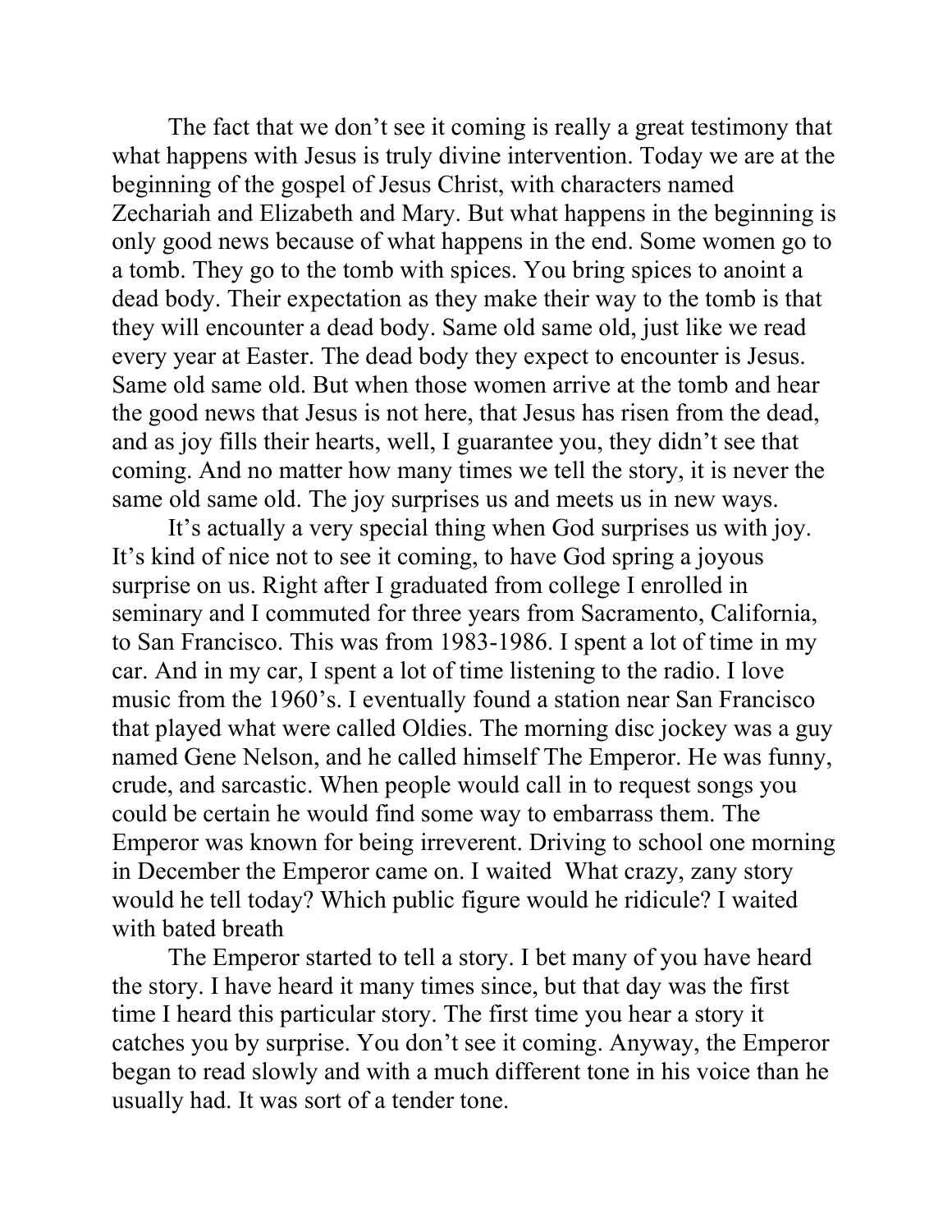The fact that we don't see it coming is really a great testimony that what happens with Jesus is truly divine intervention. Today we are at the beginning of the gospel of Jesus Christ, with characters named Zechariah and Elizabeth and Mary. But what happens in the beginning is only good news because of what happens in the end. Some women go to a tomb. They go to the tomb with spices. You bring spices to anoint a dead body. Their expectation as they make their way to the tomb is that they will encounter a dead body. Same old same old, just like we read every year at Easter. The dead body they expect to encounter is Jesus. Same old same old. But when those women arrive at the tomb and hear the good news that Jesus is not here, that Jesus has risen from the dead, and as joy fills their hearts, well, I guarantee you, they didn't see that coming. And no matter how many times we tell the story, it is never the same old same old. The joy surprises us and meets us in new ways.

It's actually a very special thing when God surprises us with joy. It's kind of nice not to see it coming, to have God spring a joyous surprise on us. Right after I graduated from college I enrolled in seminary and I commuted for three years from Sacramento, California, to San Francisco. This was from 1983-1986. I spent a lot of time in my car. And in my car, I spent a lot of time listening to the radio. I love music from the 1960's. I eventually found a station near San Francisco that played what were called Oldies. The morning disc jockey was a guy named Gene Nelson, and he called himself The Emperor. He was funny, crude, and sarcastic. When people would call in to request songs you could be certain he would find some way to embarrass them. The Emperor was known for being irreverent. Driving to school one morning in December the Emperor came on. I waited What crazy, zany story would he tell today? Which public figure would he ridicule? I waited with bated breath

The Emperor started to tell a story. I bet many of you have heard the story. I have heard it many times since, but that day was the first time I heard this particular story. The first time you hear a story it catches you by surprise. You don't see it coming. Anyway, the Emperor began to read slowly and with a much different tone in his voice than he usually had. It was sort of a tender tone.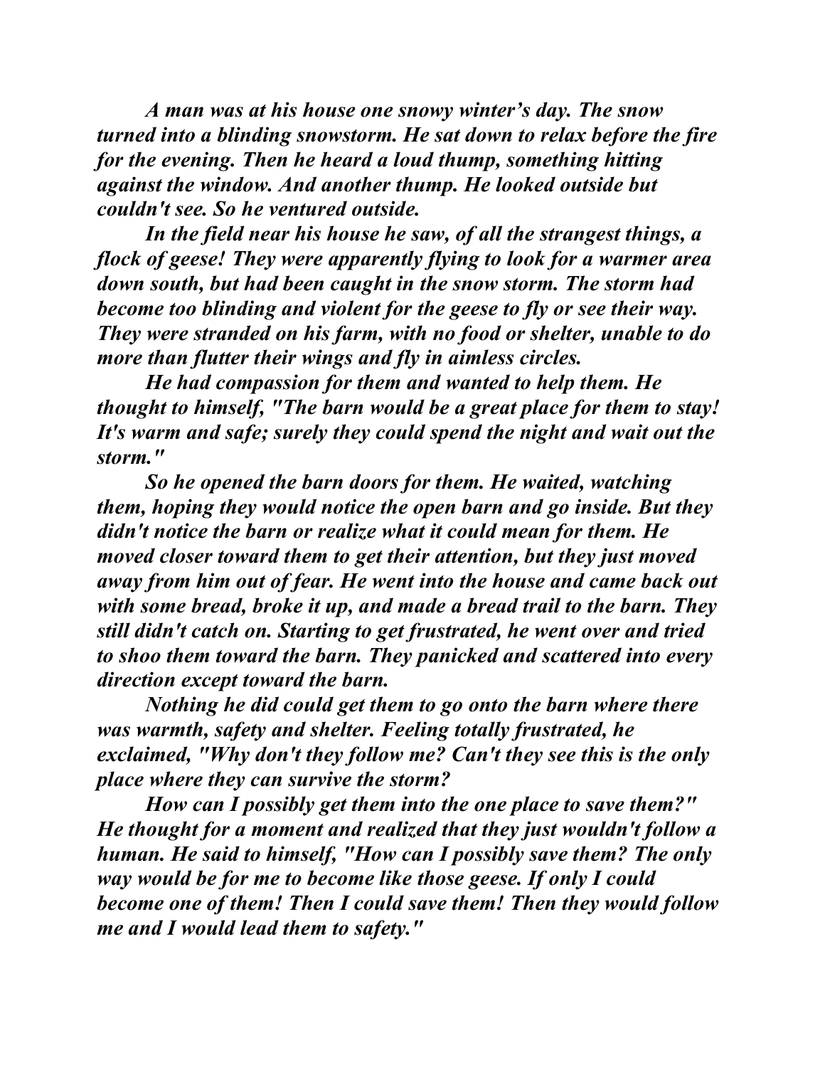*A man was at his house one snowy winter's day. The snow turned into a blinding snowstorm. He sat down to relax before the fire for the evening. Then he heard a loud thump, something hitting against the window. And another thump. He looked outside but couldn't see. So he ventured outside.*

*In the field near his house he saw, of all the strangest things, a flock of geese! They were apparently flying to look for a warmer area down south, but had been caught in the snow storm. The storm had become too blinding and violent for the geese to fly or see their way. They were stranded on his farm, with no food or shelter, unable to do more than flutter their wings and fly in aimless circles.*

*He had compassion for them and wanted to help them. He thought to himself, "The barn would be a great place for them to stay! It's warm and safe; surely they could spend the night and wait out the storm."*

*So he opened the barn doors for them. He waited, watching them, hoping they would notice the open barn and go inside. But they didn't notice the barn or realize what it could mean for them. He moved closer toward them to get their attention, but they just moved away from him out of fear. He went into the house and came back out with some bread, broke it up, and made a bread trail to the barn. They still didn't catch on. Starting to get frustrated, he went over and tried to shoo them toward the barn. They panicked and scattered into every direction except toward the barn.*

*Nothing he did could get them to go onto the barn where there was warmth, safety and shelter. Feeling totally frustrated, he exclaimed, "Why don't they follow me? Can't they see this is the only place where they can survive the storm?*

*How can I possibly get them into the one place to save them?" He thought for a moment and realized that they just wouldn't follow a human. He said to himself, "How can I possibly save them? The only way would be for me to become like those geese. If only I could become one of them! Then I could save them! Then they would follow me and I would lead them to safety."*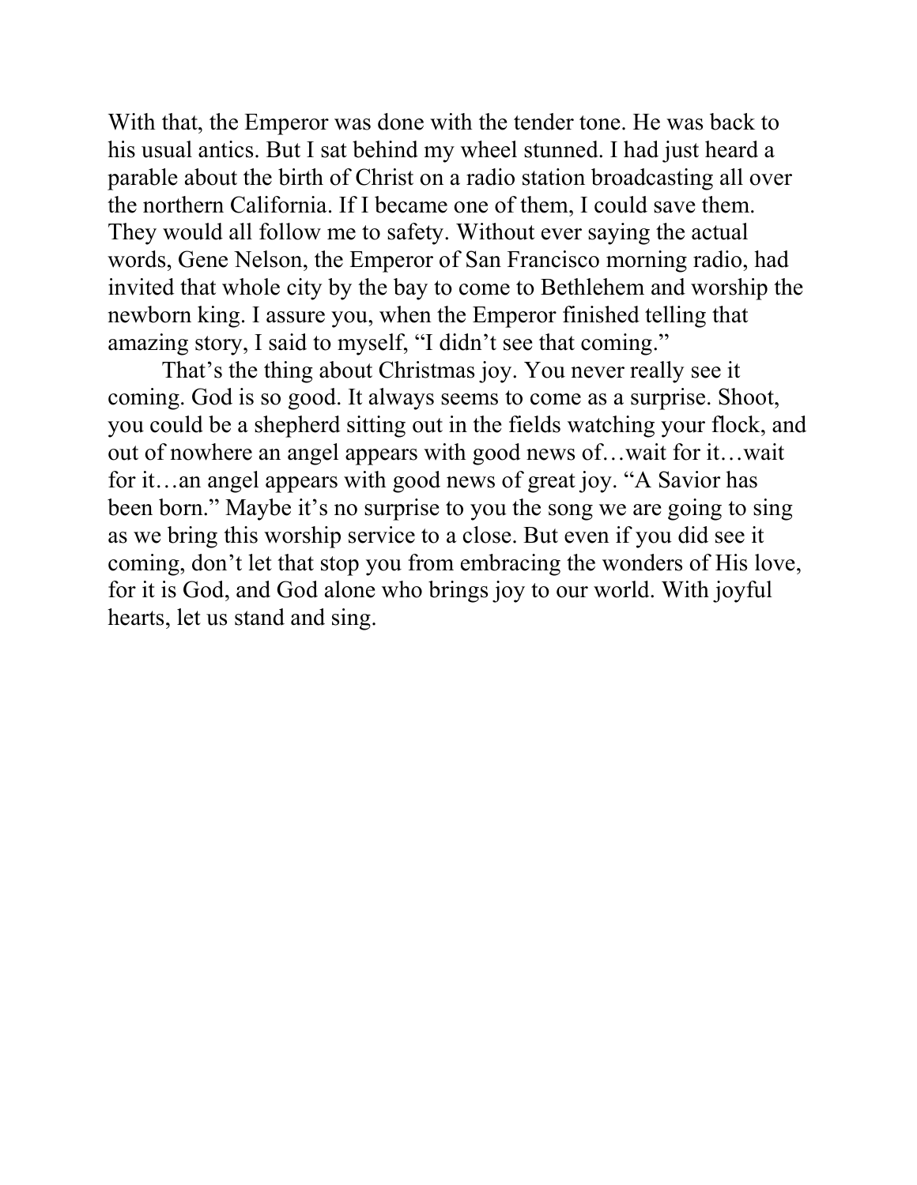With that, the Emperor was done with the tender tone. He was back to his usual antics. But I sat behind my wheel stunned. I had just heard a parable about the birth of Christ on a radio station broadcasting all over the northern California. If I became one of them, I could save them. They would all follow me to safety. Without ever saying the actual words, Gene Nelson, the Emperor of San Francisco morning radio, had invited that whole city by the bay to come to Bethlehem and worship the newborn king. I assure you, when the Emperor finished telling that amazing story, I said to myself, "I didn't see that coming."

That's the thing about Christmas joy. You never really see it coming. God is so good. It always seems to come as a surprise. Shoot, you could be a shepherd sitting out in the fields watching your flock, and out of nowhere an angel appears with good news of…wait for it…wait for it…an angel appears with good news of great joy. "A Savior has been born." Maybe it's no surprise to you the song we are going to sing as we bring this worship service to a close. But even if you did see it coming, don't let that stop you from embracing the wonders of His love, for it is God, and God alone who brings joy to our world. With joyful hearts, let us stand and sing.